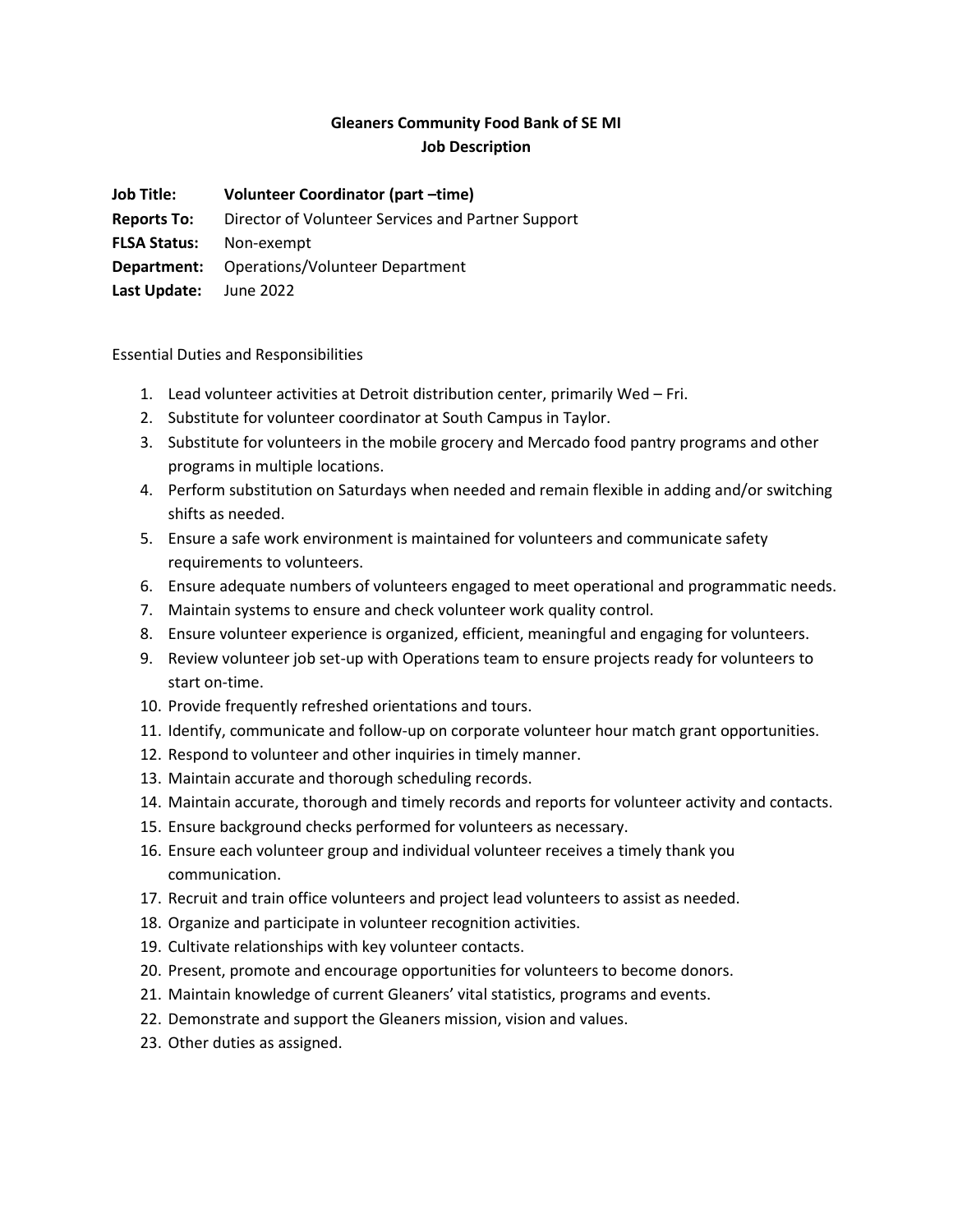# Gleaners Community Food Bank of SE MI
## Job Description

**Job Title:** **Volunteer Coordinator (part –time)**
**Reports To:** Director of Volunteer Services and Partner Support
**FLSA Status:** Non-exempt
**Department:** Operations/Volunteer Department
**Last Update:** June 2022

Essential Duties and Responsibilities

1. Lead volunteer activities at Detroit distribution center, primarily Wed – Fri.
2. Substitute for volunteer coordinator at South Campus in Taylor.
3. Substitute for volunteers in the mobile grocery and Mercado food pantry programs and other programs in multiple locations.
4. Perform substitution on Saturdays when needed and remain flexible in adding and/or switching shifts as needed.
5. Ensure a safe work environment is maintained for volunteers and communicate safety requirements to volunteers.
6. Ensure adequate numbers of volunteers engaged to meet operational and programmatic needs.
7. Maintain systems to ensure and check volunteer work quality control.
8. Ensure volunteer experience is organized, efficient, meaningful and engaging for volunteers.
9. Review volunteer job set-up with Operations team to ensure projects ready for volunteers to start on-time.
10. Provide frequently refreshed orientations and tours.
11. Identify, communicate and follow-up on corporate volunteer hour match grant opportunities.
12. Respond to volunteer and other inquiries in timely manner.
13. Maintain accurate and thorough scheduling records.
14. Maintain accurate, thorough and timely records and reports for volunteer activity and contacts.
15. Ensure background checks performed for volunteers as necessary.
16. Ensure each volunteer group and individual volunteer receives a timely thank you communication.
17. Recruit and train office volunteers and project lead volunteers to assist as needed.
18. Organize and participate in volunteer recognition activities.
19. Cultivate relationships with key volunteer contacts.
20. Present, promote and encourage opportunities for volunteers to become donors.
21. Maintain knowledge of current Gleaners' vital statistics, programs and events.
22. Demonstrate and support the Gleaners mission, vision and values.
23. Other duties as assigned.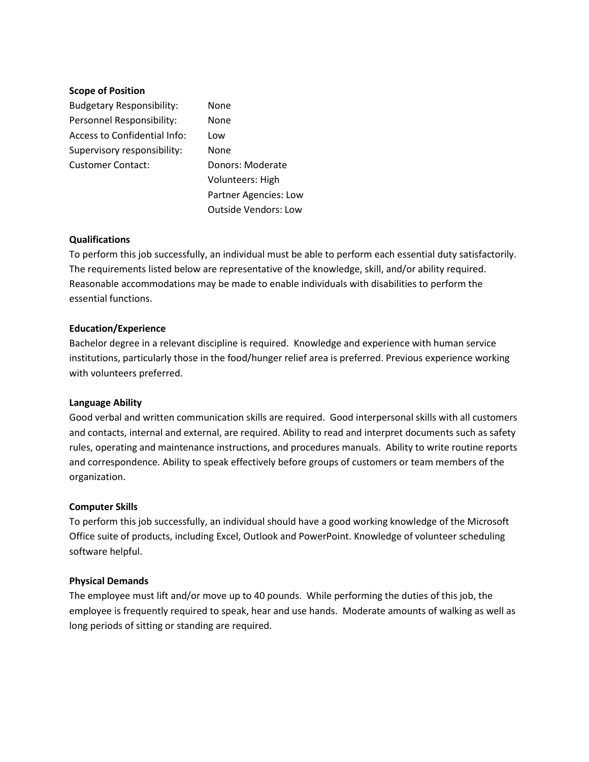**Scope of Position**

| | |
|---|---|
| Budgetary Responsibility: | None |
| Personnel Responsibility: | None |
| Access to Confidential Info: | Low |
| Supervisory responsibility: | None |
| Customer Contact: | Donors: Moderate |
| | Volunteers: High |
| | Partner Agencies: Low |
| | Outside Vendors: Low |

**Qualifications**

To perform this job successfully, an individual must be able to perform each essential duty satisfactorily. The requirements listed below are representative of the knowledge, skill, and/or ability required. Reasonable accommodations may be made to enable individuals with disabilities to perform the essential functions.

**Education/Experience**

Bachelor degree in a relevant discipline is required. Knowledge and experience with human service institutions, particularly those in the food/hunger relief area is preferred. Previous experience working with volunteers preferred.

**Language Ability**

Good verbal and written communication skills are required. Good interpersonal skills with all customers and contacts, internal and external, are required. Ability to read and interpret documents such as safety rules, operating and maintenance instructions, and procedures manuals. Ability to write routine reports and correspondence. Ability to speak effectively before groups of customers or team members of the organization.

**Computer Skills**

To perform this job successfully, an individual should have a good working knowledge of the Microsoft Office suite of products, including Excel, Outlook and PowerPoint. Knowledge of volunteer scheduling software helpful.

**Physical Demands**

The employee must lift and/or move up to 40 pounds. While performing the duties of this job, the employee is frequently required to speak, hear and use hands. Moderate amounts of walking as well as long periods of sitting or standing are required.